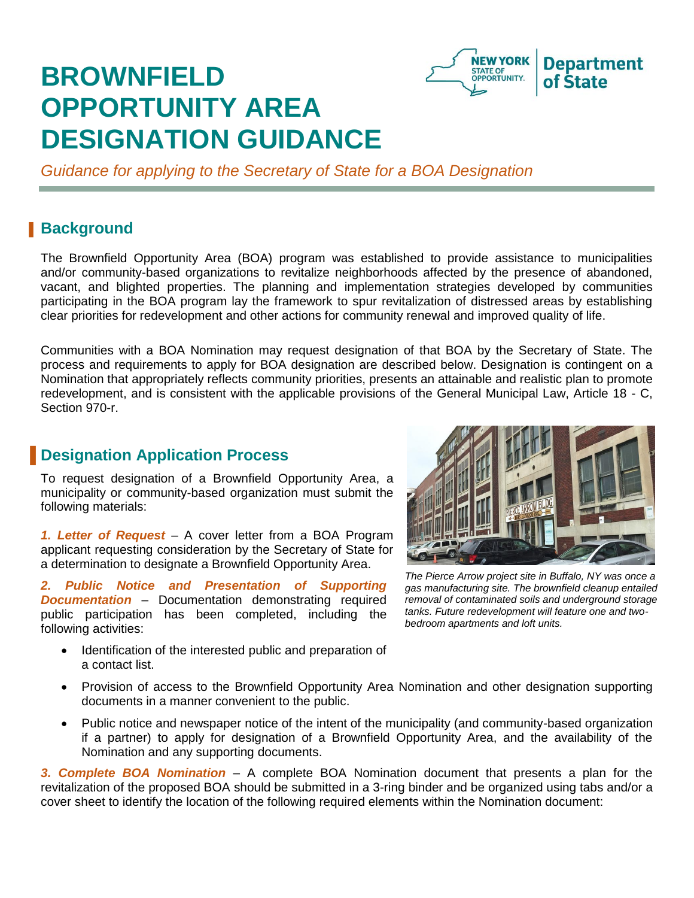# BROWNFIELD OPPORTUNITY AREA DESIGNATION GUIDANCE

*Guidance for applying to the Secretary of State for a BOA Designation*

## Background

The Brownfield Opportunity Area (BOA) program was established to provide assistance to municipalities and/or community-based organizations to revitalize neighborhoods affected by the presence of abandoned, vacant, and blighted properties. The planning and implementation strategies developed by communities participating in the BOA program lay the framework to spur revitalization of distressed areas by establishing clear priorities for redevelopment and other actions for community renewal and improved quality of life.

Communities with a BOA Nomination may request designation of that BOA by the Secretary of State. The process and requirements to apply for BOA designation are described below. Designation is contingent on a Nomination that appropriately reflects community priorities, presents an attainable and realistic plan to promote redevelopment, and is consistent with the applicable provisions of the General Municipal Law, Article 18 - C, Section 970-r.

## Designation Application Process

To request designation of a Brownfield Opportunity Area, a municipality or community-based organization must submit the following materials:

***1. Letter of Request*** – A cover letter from a BOA Program applicant requesting consideration by the Secretary of State for a determination to designate a Brownfield Opportunity Area.

***2. Public Notice and Presentation of Supporting Documentation*** – Documentation demonstrating required public participation has been completed, including the following activities:

- Identification of the interested public and preparation of a contact list.
- Provision of access to the Brownfield Opportunity Area Nomination and other designation supporting documents in a manner convenient to the public.
- Public notice and newspaper notice of the intent of the municipality (and community-based organization if a partner) to apply for designation of a Brownfield Opportunity Area, and the availability of the Nomination and any supporting documents.

*The Pierce Arrow project site in Buffalo, NY was once a gas manufacturing site. The brownfield cleanup entailed removal of contaminated soils and underground storage tanks. Future redevelopment will feature one and two-bedroom apartments and loft units.*

***3. Complete BOA Nomination*** – A complete BOA Nomination document that presents a plan for the revitalization of the proposed BOA should be submitted in a 3-ring binder and be organized using tabs and/or a cover sheet to identify the location of the following required elements within the Nomination document: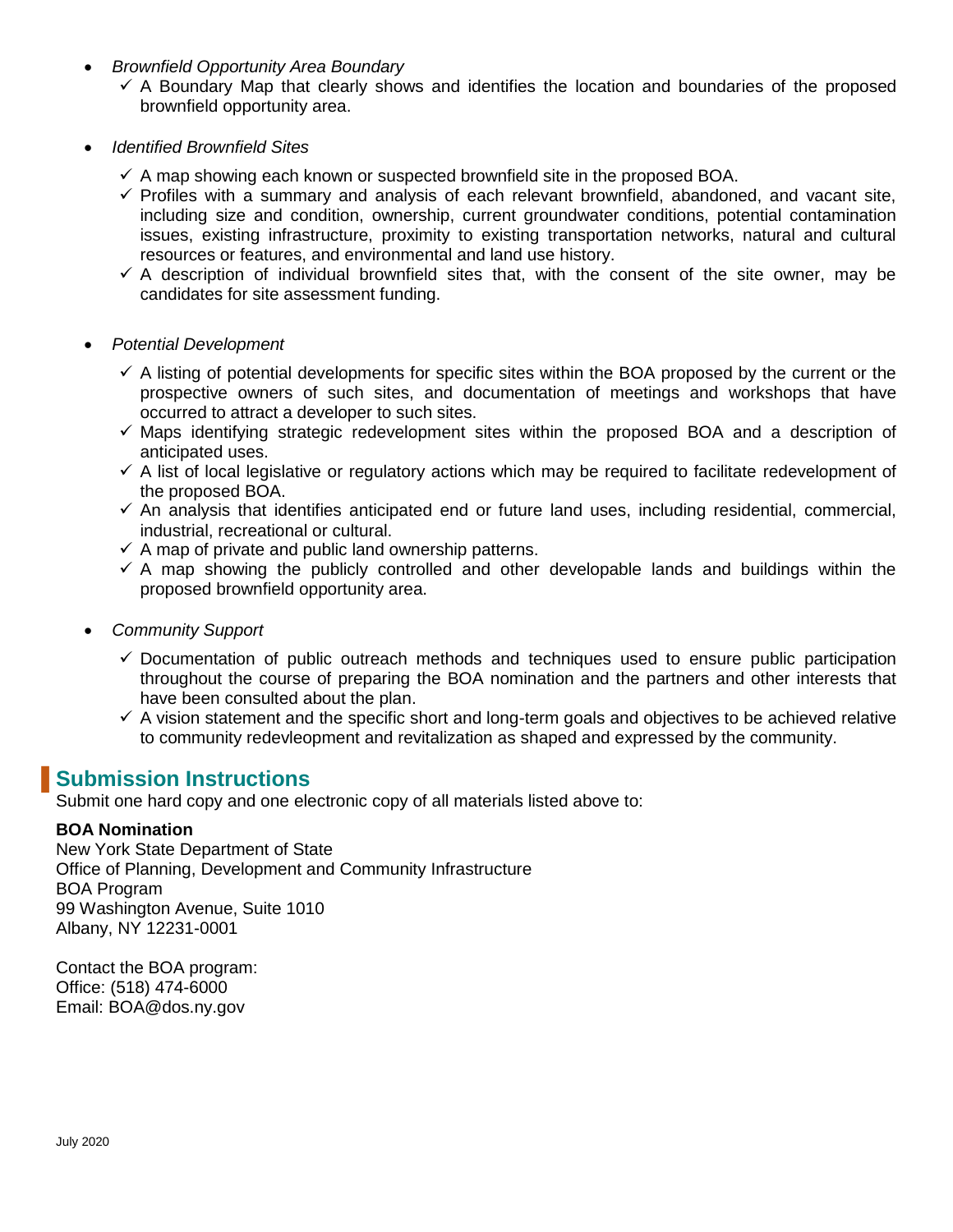- *Brownfield Opportunity Area Boundary*
  - ✓ A Boundary Map that clearly shows and identifies the location and boundaries of the proposed brownfield opportunity area.

- *Identified Brownfield Sites*
  - ✓ A map showing each known or suspected brownfield site in the proposed BOA.
  - ✓ Profiles with a summary and analysis of each relevant brownfield, abandoned, and vacant site, including size and condition, ownership, current groundwater conditions, potential contamination issues, existing infrastructure, proximity to existing transportation networks, natural and cultural resources or features, and environmental and land use history.
  - ✓ A description of individual brownfield sites that, with the consent of the site owner, may be candidates for site assessment funding.

- *Potential Development*
  - ✓ A listing of potential developments for specific sites within the BOA proposed by the current or the prospective owners of such sites, and documentation of meetings and workshops that have occurred to attract a developer to such sites.
  - ✓ Maps identifying strategic redevelopment sites within the proposed BOA and a description of anticipated uses.
  - ✓ A list of local legislative or regulatory actions which may be required to facilitate redevelopment of the proposed BOA.
  - ✓ An analysis that identifies anticipated end or future land uses, including residential, commercial, industrial, recreational or cultural.
  - ✓ A map of private and public land ownership patterns.
  - ✓ A map showing the publicly controlled and other developable lands and buildings within the proposed brownfield opportunity area.

- *Community Support*
  - ✓ Documentation of public outreach methods and techniques used to ensure public participation throughout the course of preparing the BOA nomination and the partners and other interests that have been consulted about the plan.
  - ✓ A vision statement and the specific short and long-term goals and objectives to be achieved relative to community redevleopment and revitalization as shaped and expressed by the community.

## Submission Instructions

Submit one hard copy and one electronic copy of all materials listed above to:

**BOA Nomination**
New York State Department of State
Office of Planning, Development and Community Infrastructure
BOA Program
99 Washington Avenue, Suite 1010
Albany, NY 12231-0001

Contact the BOA program:
Office: (518) 474-6000
Email: BOA@dos.ny.gov

July 2020